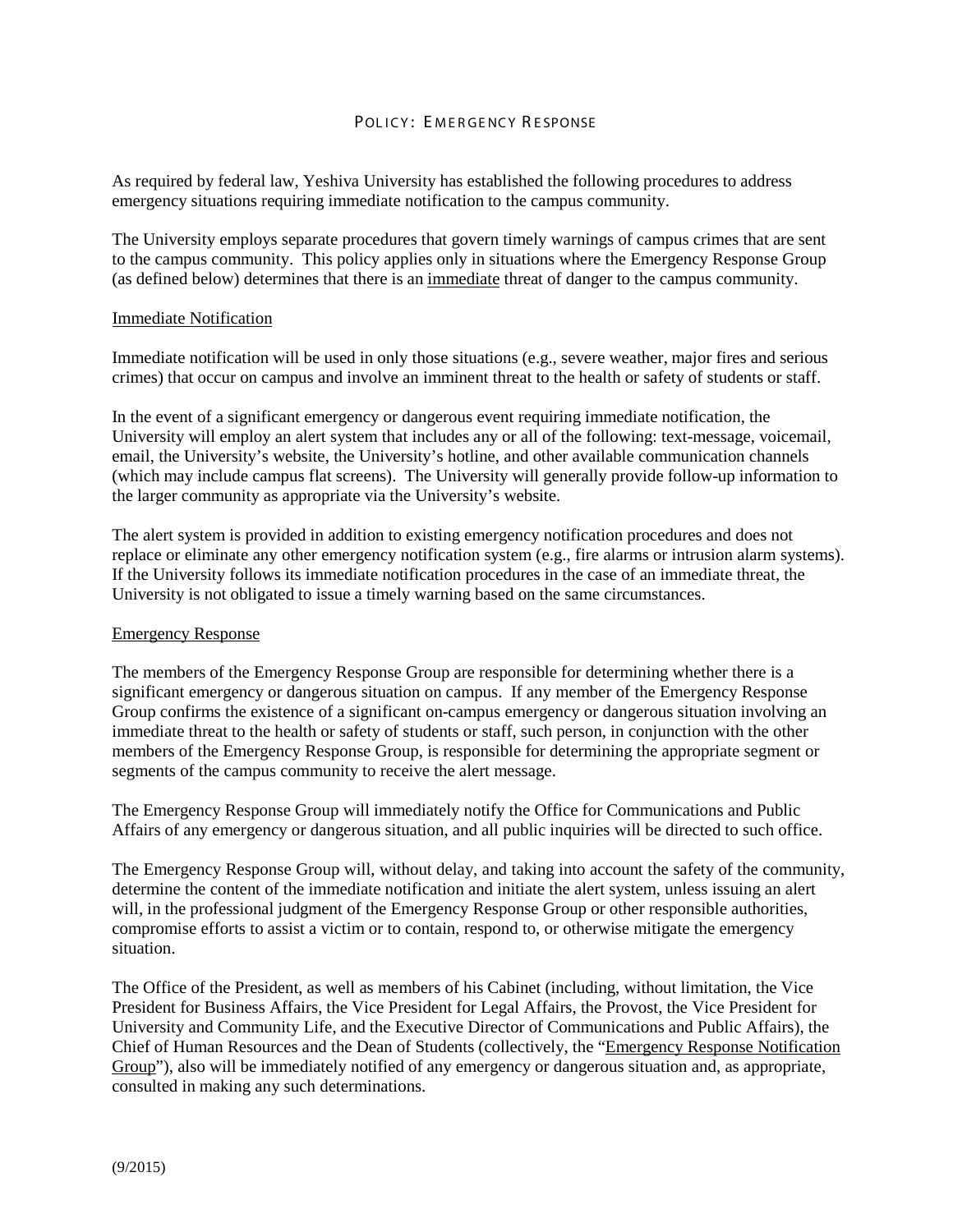# POLICY: EMERGENCY RESPONSE

As required by federal law, Yeshiva University has established the following procedures to address emergency situations requiring immediate notification to the campus community.

The University employs separate procedures that govern timely warnings of campus crimes that are sent to the campus community. This policy applies only in situations where the Emergency Response Group (as defined below) determines that there is an immediate threat of danger to the campus community.

## Immediate Notification

Immediate notification will be used in only those situations (e.g., severe weather, major fires and serious crimes) that occur on campus and involve an imminent threat to the health or safety of students or staff.

In the event of a significant emergency or dangerous event requiring immediate notification, the University will employ an alert system that includes any or all of the following: text-message, voicemail, email, the University's website, the University's hotline, and other available communication channels (which may include campus flat screens). The University will generally provide follow-up information to the larger community as appropriate via the University's website.

The alert system is provided in addition to existing emergency notification procedures and does not replace or eliminate any other emergency notification system (e.g., fire alarms or intrusion alarm systems). If the University follows its immediate notification procedures in the case of an immediate threat, the University is not obligated to issue a timely warning based on the same circumstances.

## Emergency Response

The members of the Emergency Response Group are responsible for determining whether there is a significant emergency or dangerous situation on campus. If any member of the Emergency Response Group confirms the existence of a significant on-campus emergency or dangerous situation involving an immediate threat to the health or safety of students or staff, such person, in conjunction with the other members of the Emergency Response Group, is responsible for determining the appropriate segment or segments of the campus community to receive the alert message.

The Emergency Response Group will immediately notify the Office for Communications and Public Affairs of any emergency or dangerous situation, and all public inquiries will be directed to such office.

The Emergency Response Group will, without delay, and taking into account the safety of the community, determine the content of the immediate notification and initiate the alert system, unless issuing an alert will, in the professional judgment of the Emergency Response Group or other responsible authorities, compromise efforts to assist a victim or to contain, respond to, or otherwise mitigate the emergency situation.

The Office of the President, as well as members of his Cabinet (including, without limitation, the Vice President for Business Affairs, the Vice President for Legal Affairs, the Provost, the Vice President for University and Community Life, and the Executive Director of Communications and Public Affairs), the Chief of Human Resources and the Dean of Students (collectively, the "Emergency Response Notification Group"), also will be immediately notified of any emergency or dangerous situation and, as appropriate, consulted in making any such determinations.

(9/2015)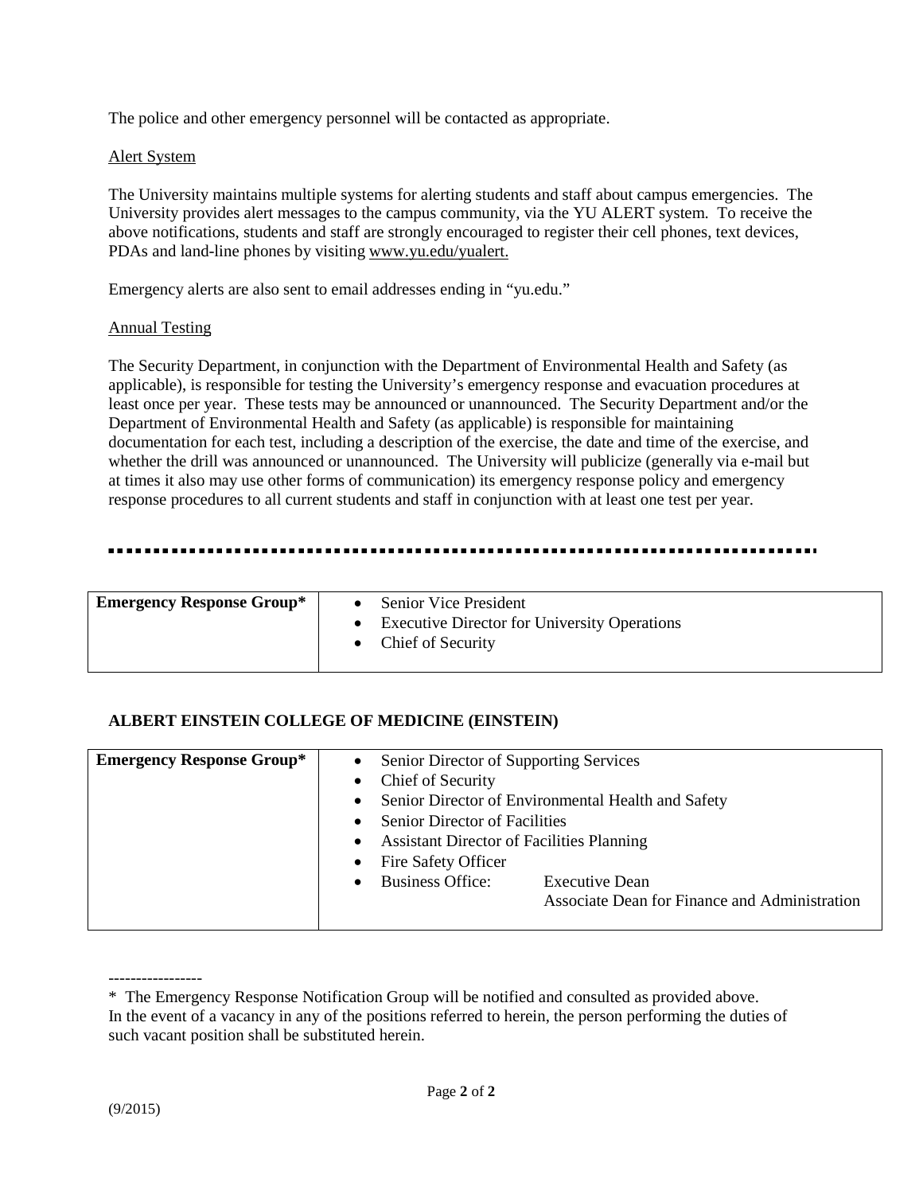The police and other emergency personnel will be contacted as appropriate.

Alert System

The University maintains multiple systems for alerting students and staff about campus emergencies. The University provides alert messages to the campus community, via the YU ALERT system. To receive the above notifications, students and staff are strongly encouraged to register their cell phones, text devices, PDAs and land-line phones by visiting www.yu.edu/yualert.

Emergency alerts are also sent to email addresses ending in "yu.edu."

Annual Testing

The Security Department, in conjunction with the Department of Environmental Health and Safety (as applicable), is responsible for testing the University's emergency response and evacuation procedures at least once per year. These tests may be announced or unannounced. The Security Department and/or the Department of Environmental Health and Safety (as applicable) is responsible for maintaining documentation for each test, including a description of the exercise, the date and time of the exercise, and whether the drill was announced or unannounced. The University will publicize (generally via e-mail but at times it also may use other forms of communication) its emergency response policy and emergency response procedures to all current students and staff in conjunction with at least one test per year.

---

| | |
|---|---|
| **Emergency Response Group*** | • Senior Vice President<br>• Executive Director for University Operations<br>• Chief of Security |

### ALBERT EINSTEIN COLLEGE OF MEDICINE (EINSTEIN)

| | |
|---|---|
| **Emergency Response Group*** | • Senior Director of Supporting Services<br>• Chief of Security<br>• Senior Director of Environmental Health and Safety<br>• Senior Director of Facilities<br>• Assistant Director of Facilities Planning<br>• Fire Safety Officer<br>• Business Office: Executive Dean<br>Associate Dean for Finance and Administration |

-----------------

* The Emergency Response Notification Group will be notified and consulted as provided above.
In the event of a vacancy in any of the positions referred to herein, the person performing the duties of such vacant position shall be substituted herein.

(9/2015)